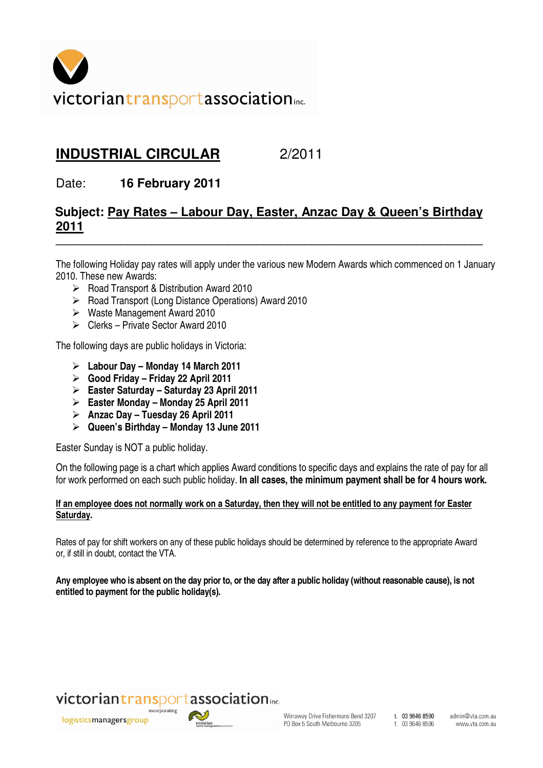victoriantransportassociation inc.

# INDUSTRIAL CIRCULAR 2/2011

Date: **16 February 2011**

## Subject: Pay Rates – Labour Day, Easter, Anzac Day & Queen's Birthday 2011

---

The following Holiday pay rates will apply under the various new Modern Awards which commenced on 1 January 2010. These new Awards:

- Road Transport & Distribution Award 2010
- Road Transport (Long Distance Operations) Award 2010
- Waste Management Award 2010
- Clerks – Private Sector Award 2010

The following days are public holidays in Victoria:

- **Labour Day – Monday 14 March 2011**
- **Good Friday – Friday 22 April 2011**
- **Easter Saturday – Saturday 23 April 2011**
- **Easter Monday – Monday 25 April 2011**
- **Anzac Day – Tuesday 26 April 2011**
- **Queen's Birthday – Monday 13 June 2011**

Easter Sunday is NOT a public holiday.

On the following page is a chart which applies Award conditions to specific days and explains the rate of pay for all for work performed on each such public holiday. **In all cases, the minimum payment shall be for 4 hours work.**

**If an employee does not normally work on a Saturday, then they will not be entitled to any payment for Easter Saturday.**

Rates of pay for shift workers on any of these public holidays should be determined by reference to the appropriate Award or, if still in doubt, contact the VTA.

**Any employee who is absent on the day prior to, or the day after a public holiday (without reasonable cause), is not entitled to payment for the public holiday(s).**

victoriantransportassociation inc. incorporating logisticsmanagersgroup

Wirraway Drive Fishermans Bend 3207
PO Box 5 South Melbourne 3205

t. 03 9646 8590
f. 03 9646 8596

admin@vta.com.au
www.vta.com.au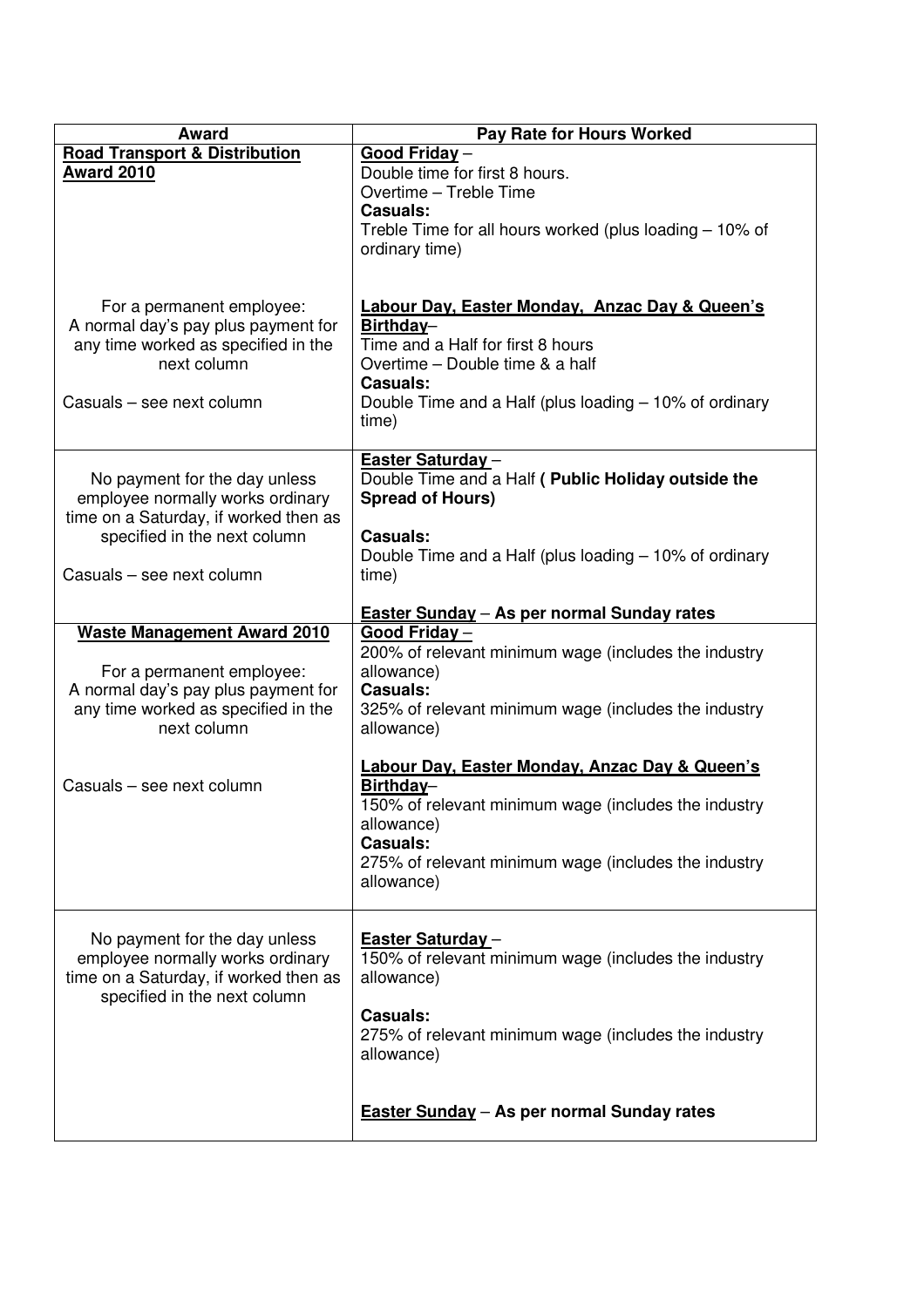| Award | Pay Rate for Hours Worked |
|---|---|
| **Road Transport & Distribution Award 2010**<br><br>For a permanent employee:<br>A normal day's pay plus payment for any time worked as specified in the next column<br><br>Casuals – see next column | **Good Friday** –<br>Double time for first 8 hours.<br>Overtime – Treble Time<br>**Casuals:**<br>Treble Time for all hours worked (plus loading – 10% of ordinary time)<br><br>**Labour Day, Easter Monday, Anzac Day & Queen's Birthday**–<br>Time and a Half for first 8 hours<br>Overtime – Double time & a half<br>**Casuals:**<br>Double Time and a Half (plus loading – 10% of ordinary time) |
| No payment for the day unless employee normally works ordinary time on a Saturday, if worked then as specified in the next column<br><br>Casuals – see next column | **Easter Saturday** –<br>Double Time and a Half **( Public Holiday outside the Spread of Hours)**<br><br>**Casuals:**<br>Double Time and a Half (plus loading – 10% of ordinary time)<br><br>**Easter Sunday** – **As per normal Sunday rates** |
| **Waste Management Award 2010**<br><br>For a permanent employee:<br>A normal day's pay plus payment for any time worked as specified in the next column<br><br>Casuals – see next column | **Good Friday** –<br>200% of relevant minimum wage (includes the industry allowance)<br>**Casuals:**<br>325% of relevant minimum wage (includes the industry allowance)<br><br>**Labour Day, Easter Monday, Anzac Day & Queen's Birthday**–<br>150% of relevant minimum wage (includes the industry allowance)<br>**Casuals:**<br>275% of relevant minimum wage (includes the industry allowance) |
| No payment for the day unless employee normally works ordinary time on a Saturday, if worked then as specified in the next column | **Easter Saturday** –<br>150% of relevant minimum wage (includes the industry allowance)<br><br>**Casuals:**<br>275% of relevant minimum wage (includes the industry allowance)<br><br>**Easter Sunday** – **As per normal Sunday rates** |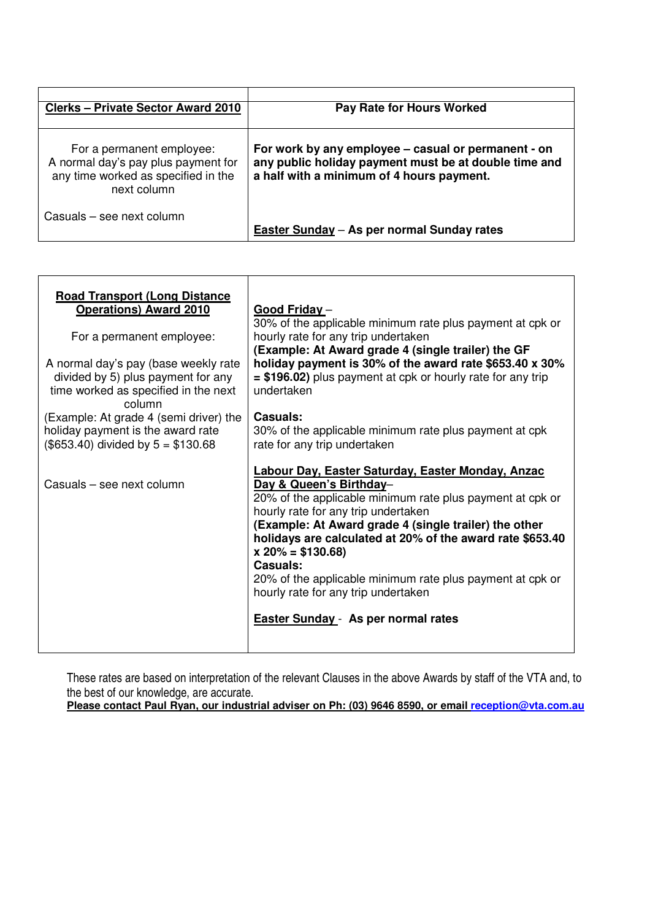| **<u>Clerks – Private Sector Award 2010</u>** | **Pay Rate for Hours Worked** |
| --- | --- |
| For a permanent employee: A normal day's pay plus payment for any time worked as specified in the next column<br><br>Casuals – see next column | **For work by any employee – casual or permanent - on any public holiday payment must be at double time and a half with a minimum of 4 hours payment.**<br><br>**<u>Easter Sunday</u> – As per normal Sunday rates** |

| | |
| --- | --- |
| **<u>Road Transport (Long Distance Operations) Award 2010</u>**<br><br>For a permanent employee:<br><br>A normal day's pay (base weekly rate divided by 5) plus payment for any time worked as specified in the next column<br>(Example: At grade 4 (semi driver) the holiday payment is the award rate ($653.40) divided by 5 = $130.68<br><br>Casuals – see next column | **<u>Good Friday</u>** –<br>30% of the applicable minimum rate plus payment at cpk or hourly rate for any trip undertaken<br>**(Example: At Award grade 4 (single trailer) the GF holiday payment is 30% of the award rate $653.40 x 30% = $196.02)** plus payment at cpk or hourly rate for any trip undertaken<br><br>**Casuals:**<br>30% of the applicable minimum rate plus payment at cpk rate for any trip undertaken<br><br>**<u>Labour Day, Easter Saturday, Easter Monday, Anzac Day & Queen's Birthday</u>**–<br>20% of the applicable minimum rate plus payment at cpk or hourly rate for any trip undertaken<br>**(Example: At Award grade 4 (single trailer) the other holidays are calculated at 20% of the award rate $653.40 x 20% = $130.68)**<br>**Casuals:**<br>20% of the applicable minimum rate plus payment at cpk or hourly rate for any trip undertaken<br><br>**<u>Easter Sunday</u> - As per normal rates** |

These rates are based on interpretation of the relevant Clauses in the above Awards by staff of the VTA and, to the best of our knowledge, are accurate.

**<u>Please contact Paul Ryan, our industrial adviser on Ph: (03) 9646 8590, or email reception@vta.com.au</u>**